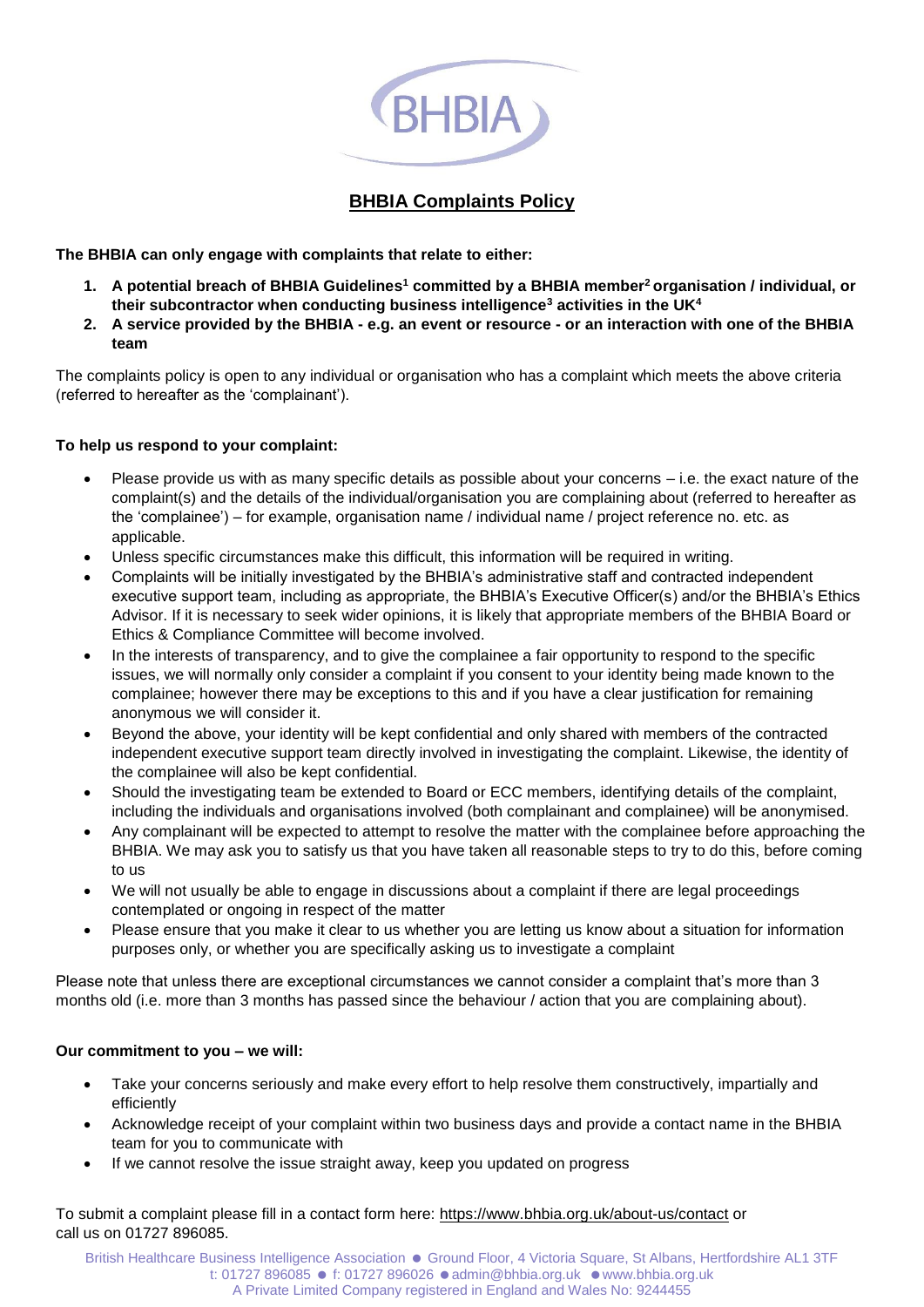BHBIA

# BHBIA Complaints Policy

**The BHBIA can only engage with complaints that relate to either:**

1. **A potential breach of BHBIA Guidelines[1] committed by a BHBIA member[2] organisation / individual, or their subcontractor when conducting business intelligence[3] activities in the UK[4]**
2. **A service provided by the BHBIA - e.g. an event or resource - or an interaction with one of the BHBIA team**

The complaints policy is open to any individual or organisation who has a complaint which meets the above criteria (referred to hereafter as the 'complainant').

**To help us respond to your complaint:**

- Please provide us with as many specific details as possible about your concerns – i.e. the exact nature of the complaint(s) and the details of the individual/organisation you are complaining about (referred to hereafter as the 'complainee') – for example, organisation name / individual name / project reference no. etc. as applicable.
- Unless specific circumstances make this difficult, this information will be required in writing.
- Complaints will be initially investigated by the BHBIA's administrative staff and contracted independent executive support team, including as appropriate, the BHBIA's Executive Officer(s) and/or the BHBIA's Ethics Advisor. If it is necessary to seek wider opinions, it is likely that appropriate members of the BHBIA Board or Ethics & Compliance Committee will become involved.
- In the interests of transparency, and to give the complainee a fair opportunity to respond to the specific issues, we will normally only consider a complaint if you consent to your identity being made known to the complainee; however there may be exceptions to this and if you have a clear justification for remaining anonymous we will consider it.
- Beyond the above, your identity will be kept confidential and only shared with members of the contracted independent executive support team directly involved in investigating the complaint. Likewise, the identity of the complainee will also be kept confidential.
- Should the investigating team be extended to Board or ECC members, identifying details of the complaint, including the individuals and organisations involved (both complainant and complainee) will be anonymised.
- Any complainant will be expected to attempt to resolve the matter with the complainee before approaching the BHBIA. We may ask you to satisfy us that you have taken all reasonable steps to try to do this, before coming to us
- We will not usually be able to engage in discussions about a complaint if there are legal proceedings contemplated or ongoing in respect of the matter
- Please ensure that you make it clear to us whether you are letting us know about a situation for information purposes only, or whether you are specifically asking us to investigate a complaint

Please note that unless there are exceptional circumstances we cannot consider a complaint that's more than 3 months old (i.e. more than 3 months has passed since the behaviour / action that you are complaining about).

**Our commitment to you – we will:**

- Take your concerns seriously and make every effort to help resolve them constructively, impartially and efficiently
- Acknowledge receipt of your complaint within two business days and provide a contact name in the BHBIA team for you to communicate with
- If we cannot resolve the issue straight away, keep you updated on progress

To submit a complaint please fill in a contact form here: https://www.bhbia.org.uk/about-us/contact or call us on 01727 896085.

British Healthcare Business Intelligence Association ● Ground Floor, 4 Victoria Square, St Albans, Hertfordshire AL1 3TF
t: 01727 896085 ● f: 01727 896026 ● admin@bhbia.org.uk ● www.bhbia.org.uk
A Private Limited Company registered in England and Wales No: 9244455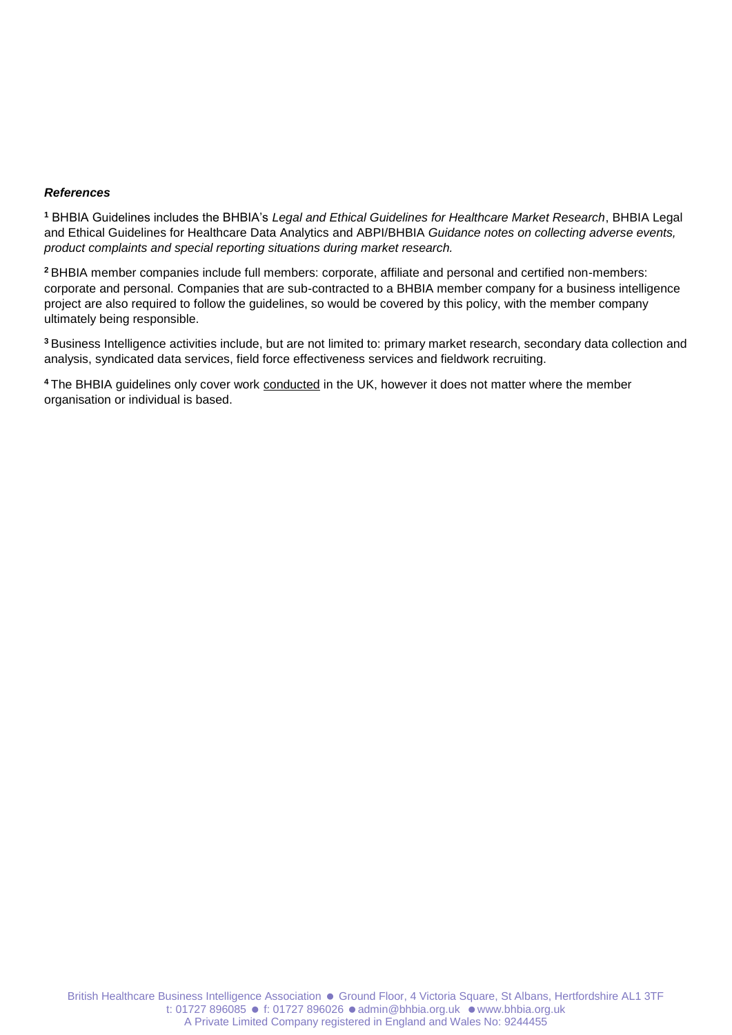***References***

[1] BHBIA Guidelines includes the BHBIA's *Legal and Ethical Guidelines for Healthcare Market Research*, BHBIA Legal and Ethical Guidelines for Healthcare Data Analytics and ABPI/BHBIA *Guidance notes on collecting adverse events, product complaints and special reporting situations during market research.*

[2] BHBIA member companies include full members: corporate, affiliate and personal and certified non-members: corporate and personal. Companies that are sub-contracted to a BHBIA member company for a business intelligence project are also required to follow the guidelines, so would be covered by this policy, with the member company ultimately being responsible.

[3] Business Intelligence activities include, but are not limited to: primary market research, secondary data collection and analysis, syndicated data services, field force effectiveness services and fieldwork recruiting.

[4] The BHBIA guidelines only cover work conducted in the UK, however it does not matter where the member organisation or individual is based.

British Healthcare Business Intelligence Association ● Ground Floor, 4 Victoria Square, St Albans, Hertfordshire AL1 3TF
t: 01727 896085 ● f: 01727 896026 ● admin@bhbia.org.uk ● www.bhbia.org.uk
A Private Limited Company registered in England and Wales No: 9244455